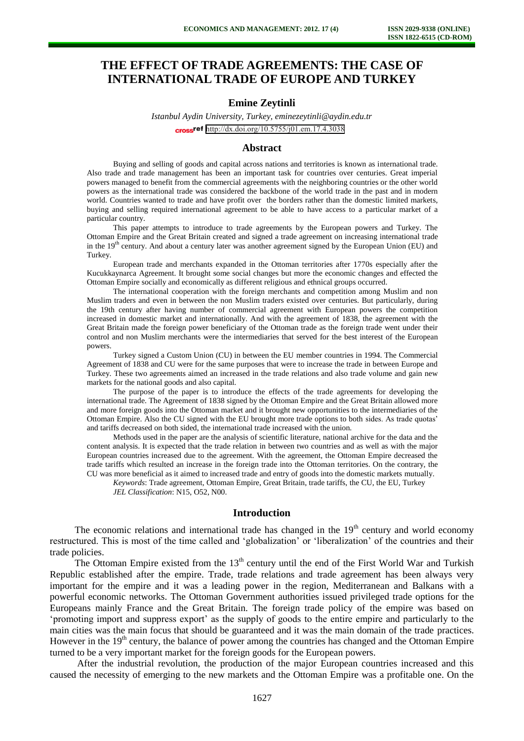# THE EFFECT OF TRADE AGREEMENTS: THE CASE OF INTERNATIONAL TRADE OF EUROPE AND TURKEY

**Emine Zeytinli**

*Istanbul Aydin University, Turkey, eminezeytinli@aydin.edu.tr*

http://dx.doi.org/10.5755/j01.em.17.4.3038

## Abstract

Buying and selling of goods and capital across nations and territories is known as international trade. Also trade and trade management has been an important task for countries over centuries. Great imperial powers managed to benefit from the commercial agreements with the neighboring countries or the other world powers as the international trade was considered the backbone of the world trade in the past and in modern world. Countries wanted to trade and have profit over the borders rather than the domestic limited markets, buying and selling required international agreement to be able to have access to a particular market of a particular country.

This paper attempts to introduce to trade agreements by the European powers and Turkey. The Ottoman Empire and the Great Britain created and signed a trade agreement on increasing international trade in the 19[th] century. And about a century later was another agreement signed by the European Union (EU) and Turkey.

European trade and merchants expanded in the Ottoman territories after 1770s especially after the Kucukkaynarca Agreement. It brought some social changes but more the economic changes and effected the Ottoman Empire socially and economically as different religious and ethnical groups occurred.

The international cooperation with the foreign merchants and competition among Muslim and non Muslim traders and even in between the non Muslim traders existed over centuries. But particularly, during the 19th century after having number of commercial agreement with European powers the competition increased in domestic market and internationally. And with the agreement of 1838, the agreement with the Great Britain made the foreign power beneficiary of the Ottoman trade as the foreign trade went under their control and non Muslim merchants were the intermediaries that served for the best interest of the European powers.

Turkey signed a Custom Union (CU) in between the EU member countries in 1994. The Commercial Agreement of 1838 and CU were for the same purposes that were to increase the trade in between Europe and Turkey. These two agreements aimed an increased in the trade relations and also trade volume and gain new markets for the national goods and also capital.

The purpose of the paper is to introduce the effects of the trade agreements for developing the international trade. The Agreement of 1838 signed by the Ottoman Empire and the Great Britain allowed more and more foreign goods into the Ottoman market and it brought new opportunities to the intermediaries of the Ottoman Empire. Also the CU signed with the EU brought more trade options to both sides. As trade quotas' and tariffs decreased on both sided, the international trade increased with the union.

Methods used in the paper are the analysis of scientific literature, national archive for the data and the content analysis. It is expected that the trade relation in between two countries and as well as with the major European countries increased due to the agreement. With the agreement, the Ottoman Empire decreased the trade tariffs which resulted an increase in the foreign trade into the Ottoman territories. On the contrary, the CU was more beneficial as it aimed to increased trade and entry of goods into the domestic markets mutually.

*Keywords*: Trade agreement, Ottoman Empire, Great Britain, trade tariffs, the CU, the EU, Turkey

*JEL Classification*: N15, O52, N00.

## Introduction

The economic relations and international trade has changed in the 19[th] century and world economy restructured. This is most of the time called and 'globalization' or 'liberalization' of the countries and their trade policies.

The Ottoman Empire existed from the 13[th] century until the end of the First World War and Turkish Republic established after the empire. Trade, trade relations and trade agreement has been always very important for the empire and it was a leading power in the region, Mediterranean and Balkans with a powerful economic networks. The Ottoman Government authorities issued privileged trade options for the Europeans mainly France and the Great Britain. The foreign trade policy of the empire was based on 'promoting import and suppress export' as the supply of goods to the entire empire and particularly to the main cities was the main focus that should be guaranteed and it was the main domain of the trade practices. However in the 19[th] century, the balance of power among the countries has changed and the Ottoman Empire turned to be a very important market for the foreign goods for the European powers.

After the industrial revolution, the production of the major European countries increased and this caused the necessity of emerging to the new markets and the Ottoman Empire was a profitable one. On the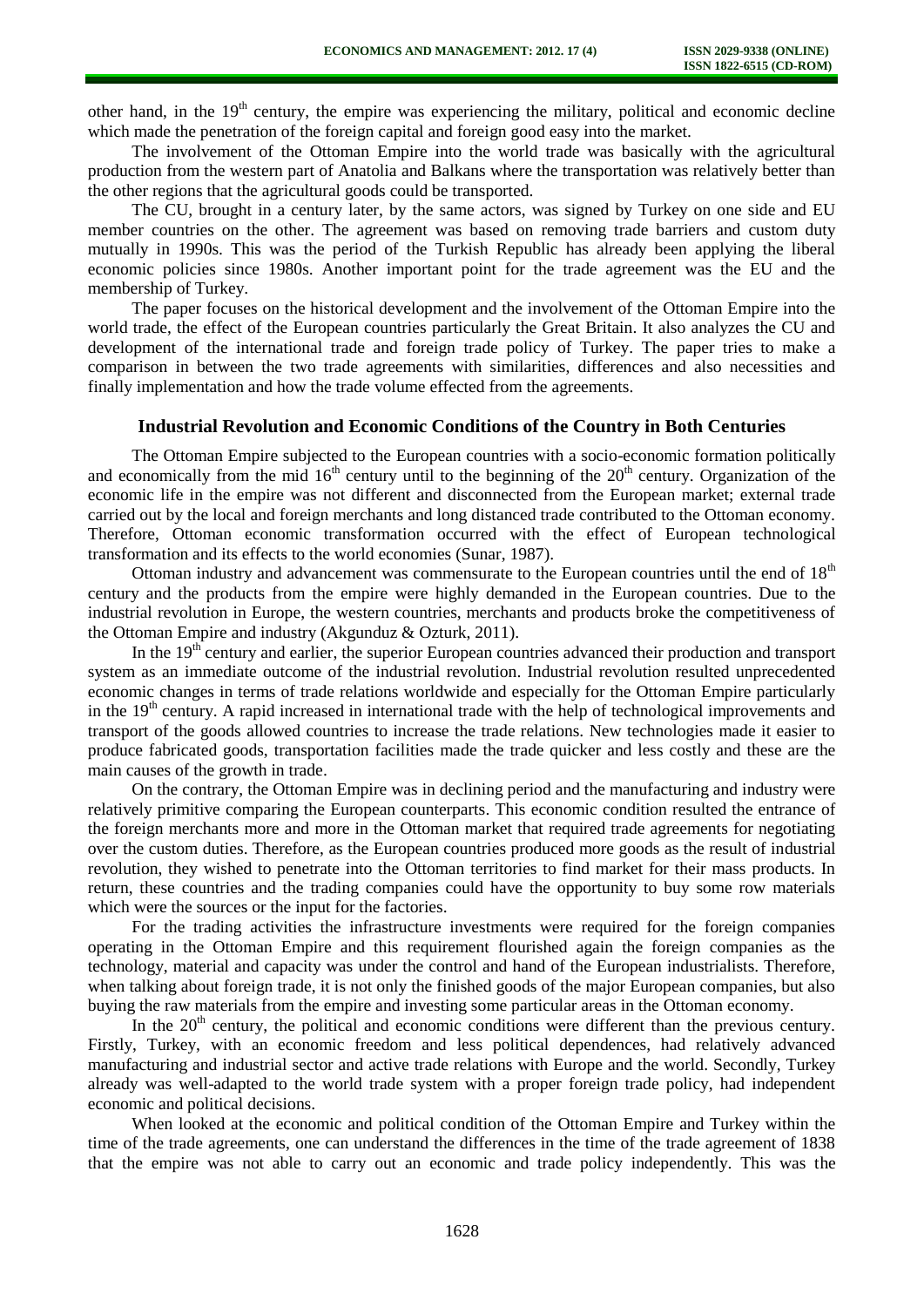other hand, in the 19th century, the empire was experiencing the military, political and economic decline which made the penetration of the foreign capital and foreign good easy into the market.

The involvement of the Ottoman Empire into the world trade was basically with the agricultural production from the western part of Anatolia and Balkans where the transportation was relatively better than the other regions that the agricultural goods could be transported.

The CU, brought in a century later, by the same actors, was signed by Turkey on one side and EU member countries on the other. The agreement was based on removing trade barriers and custom duty mutually in 1990s. This was the period of the Turkish Republic has already been applying the liberal economic policies since 1980s. Another important point for the trade agreement was the EU and the membership of Turkey.

The paper focuses on the historical development and the involvement of the Ottoman Empire into the world trade, the effect of the European countries particularly the Great Britain. It also analyzes the CU and development of the international trade and foreign trade policy of Turkey. The paper tries to make a comparison in between the two trade agreements with similarities, differences and also necessities and finally implementation and how the trade volume effected from the agreements.

## Industrial Revolution and Economic Conditions of the Country in Both Centuries

The Ottoman Empire subjected to the European countries with a socio-economic formation politically and economically from the mid 16th century until to the beginning of the 20th century. Organization of the economic life in the empire was not different and disconnected from the European market; external trade carried out by the local and foreign merchants and long distanced trade contributed to the Ottoman economy. Therefore, Ottoman economic transformation occurred with the effect of European technological transformation and its effects to the world economies (Sunar, 1987).

Ottoman industry and advancement was commensurate to the European countries until the end of 18th century and the products from the empire were highly demanded in the European countries. Due to the industrial revolution in Europe, the western countries, merchants and products broke the competitiveness of the Ottoman Empire and industry (Akgunduz & Ozturk, 2011).

In the 19th century and earlier, the superior European countries advanced their production and transport system as an immediate outcome of the industrial revolution. Industrial revolution resulted unprecedented economic changes in terms of trade relations worldwide and especially for the Ottoman Empire particularly in the 19th century. A rapid increased in international trade with the help of technological improvements and transport of the goods allowed countries to increase the trade relations. New technologies made it easier to produce fabricated goods, transportation facilities made the trade quicker and less costly and these are the main causes of the growth in trade.

On the contrary, the Ottoman Empire was in declining period and the manufacturing and industry were relatively primitive comparing the European counterparts. This economic condition resulted the entrance of the foreign merchants more and more in the Ottoman market that required trade agreements for negotiating over the custom duties. Therefore, as the European countries produced more goods as the result of industrial revolution, they wished to penetrate into the Ottoman territories to find market for their mass products. In return, these countries and the trading companies could have the opportunity to buy some row materials which were the sources or the input for the factories.

For the trading activities the infrastructure investments were required for the foreign companies operating in the Ottoman Empire and this requirement flourished again the foreign companies as the technology, material and capacity was under the control and hand of the European industrialists. Therefore, when talking about foreign trade, it is not only the finished goods of the major European companies, but also buying the raw materials from the empire and investing some particular areas in the Ottoman economy.

In the 20th century, the political and economic conditions were different than the previous century. Firstly, Turkey, with an economic freedom and less political dependences, had relatively advanced manufacturing and industrial sector and active trade relations with Europe and the world. Secondly, Turkey already was well-adapted to the world trade system with a proper foreign trade policy, had independent economic and political decisions.

When looked at the economic and political condition of the Ottoman Empire and Turkey within the time of the trade agreements, one can understand the differences in the time of the trade agreement of 1838 that the empire was not able to carry out an economic and trade policy independently. This was the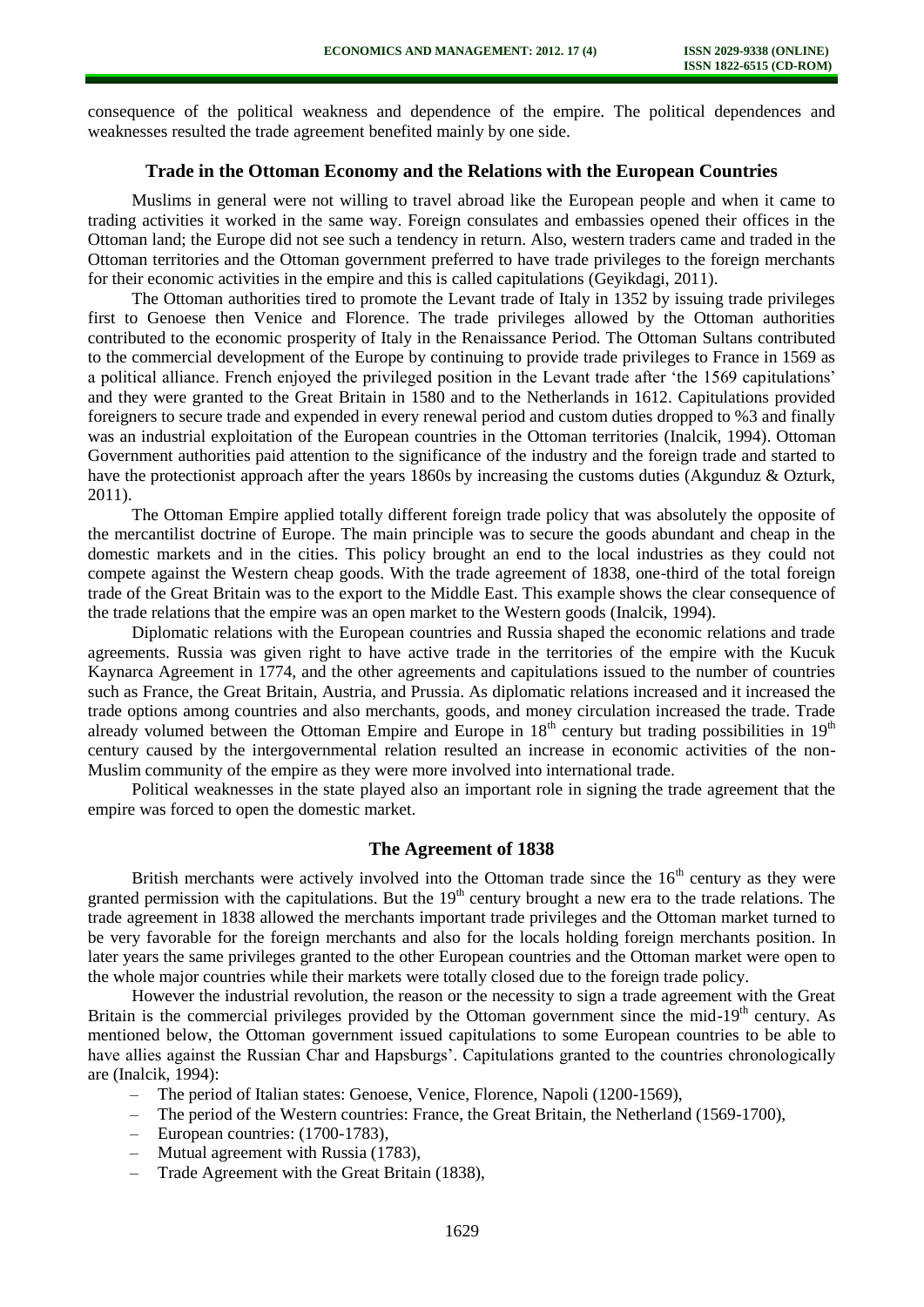consequence of the political weakness and dependence of the empire. The political dependences and weaknesses resulted the trade agreement benefited mainly by one side.

## Trade in the Ottoman Economy and the Relations with the European Countries

Muslims in general were not willing to travel abroad like the European people and when it came to trading activities it worked in the same way. Foreign consulates and embassies opened their offices in the Ottoman land; the Europe did not see such a tendency in return. Also, western traders came and traded in the Ottoman territories and the Ottoman government preferred to have trade privileges to the foreign merchants for their economic activities in the empire and this is called capitulations (Geyikdagi, 2011).

The Ottoman authorities tired to promote the Levant trade of Italy in 1352 by issuing trade privileges first to Genoese then Venice and Florence. The trade privileges allowed by the Ottoman authorities contributed to the economic prosperity of Italy in the Renaissance Period. The Ottoman Sultans contributed to the commercial development of the Europe by continuing to provide trade privileges to France in 1569 as a political alliance. French enjoyed the privileged position in the Levant trade after 'the 1569 capitulations' and they were granted to the Great Britain in 1580 and to the Netherlands in 1612. Capitulations provided foreigners to secure trade and expended in every renewal period and custom duties dropped to %3 and finally was an industrial exploitation of the European countries in the Ottoman territories (Inalcik, 1994). Ottoman Government authorities paid attention to the significance of the industry and the foreign trade and started to have the protectionist approach after the years 1860s by increasing the customs duties (Akgunduz & Ozturk, 2011).

The Ottoman Empire applied totally different foreign trade policy that was absolutely the opposite of the mercantilist doctrine of Europe. The main principle was to secure the goods abundant and cheap in the domestic markets and in the cities. This policy brought an end to the local industries as they could not compete against the Western cheap goods. With the trade agreement of 1838, one-third of the total foreign trade of the Great Britain was to the export to the Middle East. This example shows the clear consequence of the trade relations that the empire was an open market to the Western goods (Inalcik, 1994).

Diplomatic relations with the European countries and Russia shaped the economic relations and trade agreements. Russia was given right to have active trade in the territories of the empire with the Kucuk Kaynarca Agreement in 1774, and the other agreements and capitulations issued to the number of countries such as France, the Great Britain, Austria, and Prussia. As diplomatic relations increased and it increased the trade options among countries and also merchants, goods, and money circulation increased the trade. Trade already volumed between the Ottoman Empire and Europe in 18th century but trading possibilities in 19th century caused by the intergovernmental relation resulted an increase in economic activities of the non-Muslim community of the empire as they were more involved into international trade.

Political weaknesses in the state played also an important role in signing the trade agreement that the empire was forced to open the domestic market.

## The Agreement of 1838

British merchants were actively involved into the Ottoman trade since the 16th century as they were granted permission with the capitulations. But the 19th century brought a new era to the trade relations. The trade agreement in 1838 allowed the merchants important trade privileges and the Ottoman market turned to be very favorable for the foreign merchants and also for the locals holding foreign merchants position. In later years the same privileges granted to the other European countries and the Ottoman market were open to the whole major countries while their markets were totally closed due to the foreign trade policy.

However the industrial revolution, the reason or the necessity to sign a trade agreement with the Great Britain is the commercial privileges provided by the Ottoman government since the mid-19th century. As mentioned below, the Ottoman government issued capitulations to some European countries to be able to have allies against the Russian Char and Hapsburgs'. Capitulations granted to the countries chronologically are (Inalcik, 1994):

- The period of Italian states: Genoese, Venice, Florence, Napoli (1200-1569),
- The period of the Western countries: France, the Great Britain, the Netherland (1569-1700),
- European countries: (1700-1783),
- Mutual agreement with Russia (1783),
- Trade Agreement with the Great Britain (1838),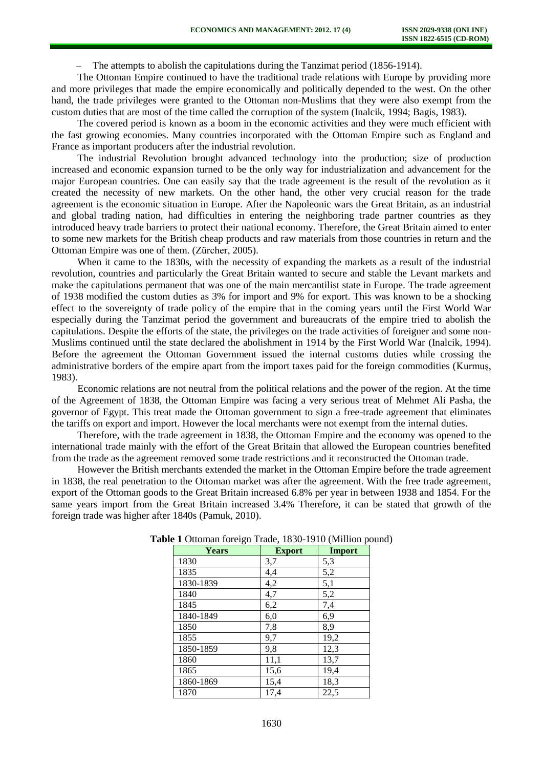– The attempts to abolish the capitulations during the Tanzimat period (1856-1914).

The Ottoman Empire continued to have the traditional trade relations with Europe by providing more and more privileges that made the empire economically and politically depended to the west. On the other hand, the trade privileges were granted to the Ottoman non-Muslims that they were also exempt from the custom duties that are most of the time called the corruption of the system (Inalcik, 1994; Bagis, 1983).

The covered period is known as a boom in the economic activities and they were much efficient with the fast growing economies. Many countries incorporated with the Ottoman Empire such as England and France as important producers after the industrial revolution.

The industrial Revolution brought advanced technology into the production; size of production increased and economic expansion turned to be the only way for industrialization and advancement for the major European countries. One can easily say that the trade agreement is the result of the revolution as it created the necessity of new markets. On the other hand, the other very crucial reason for the trade agreement is the economic situation in Europe. After the Napoleonic wars the Great Britain, as an industrial and global trading nation, had difficulties in entering the neighboring trade partner countries as they introduced heavy trade barriers to protect their national economy. Therefore, the Great Britain aimed to enter to some new markets for the British cheap products and raw materials from those countries in return and the Ottoman Empire was one of them. (Zürcher, 2005).

When it came to the 1830s, with the necessity of expanding the markets as a result of the industrial revolution, countries and particularly the Great Britain wanted to secure and stable the Levant markets and make the capitulations permanent that was one of the main mercantilist state in Europe. The trade agreement of 1938 modified the custom duties as 3% for import and 9% for export. This was known to be a shocking effect to the sovereignty of trade policy of the empire that in the coming years until the First World War especially during the Tanzimat period the government and bureaucrats of the empire tried to abolish the capitulations. Despite the efforts of the state, the privileges on the trade activities of foreigner and some non-Muslims continued until the state declared the abolishment in 1914 by the First World War (Inalcik, 1994). Before the agreement the Ottoman Government issued the internal customs duties while crossing the administrative borders of the empire apart from the import taxes paid for the foreign commodities (Kurmuş, 1983).

Economic relations are not neutral from the political relations and the power of the region. At the time of the Agreement of 1838, the Ottoman Empire was facing a very serious treat of Mehmet Ali Pasha, the governor of Egypt. This treat made the Ottoman government to sign a free-trade agreement that eliminates the tariffs on export and import. However the local merchants were not exempt from the internal duties.

Therefore, with the trade agreement in 1838, the Ottoman Empire and the economy was opened to the international trade mainly with the effort of the Great Britain that allowed the European countries benefited from the trade as the agreement removed some trade restrictions and it reconstructed the Ottoman trade.

However the British merchants extended the market in the Ottoman Empire before the trade agreement in 1838, the real penetration to the Ottoman market was after the agreement. With the free trade agreement, export of the Ottoman goods to the Great Britain increased 6.8% per year in between 1938 and 1854. For the same years import from the Great Britain increased 3.4% Therefore, it can be stated that growth of the foreign trade was higher after 1840s (Pamuk, 2010).

**Table 1** Ottoman foreign Trade, 1830-1910 (Million pound)

| Years | Export | Import |
|---|---|---|
| 1830 | 3,7 | 5,3 |
| 1835 | 4,4 | 5,2 |
| 1830-1839 | 4,2 | 5,1 |
| 1840 | 4,7 | 5,2 |
| 1845 | 6,2 | 7,4 |
| 1840-1849 | 6,0 | 6,9 |
| 1850 | 7,8 | 8,9 |
| 1855 | 9,7 | 19,2 |
| 1850-1859 | 9,8 | 12,3 |
| 1860 | 11,1 | 13,7 |
| 1865 | 15,6 | 19,4 |
| 1860-1869 | 15,4 | 18,3 |
| 1870 | 17,4 | 22,5 |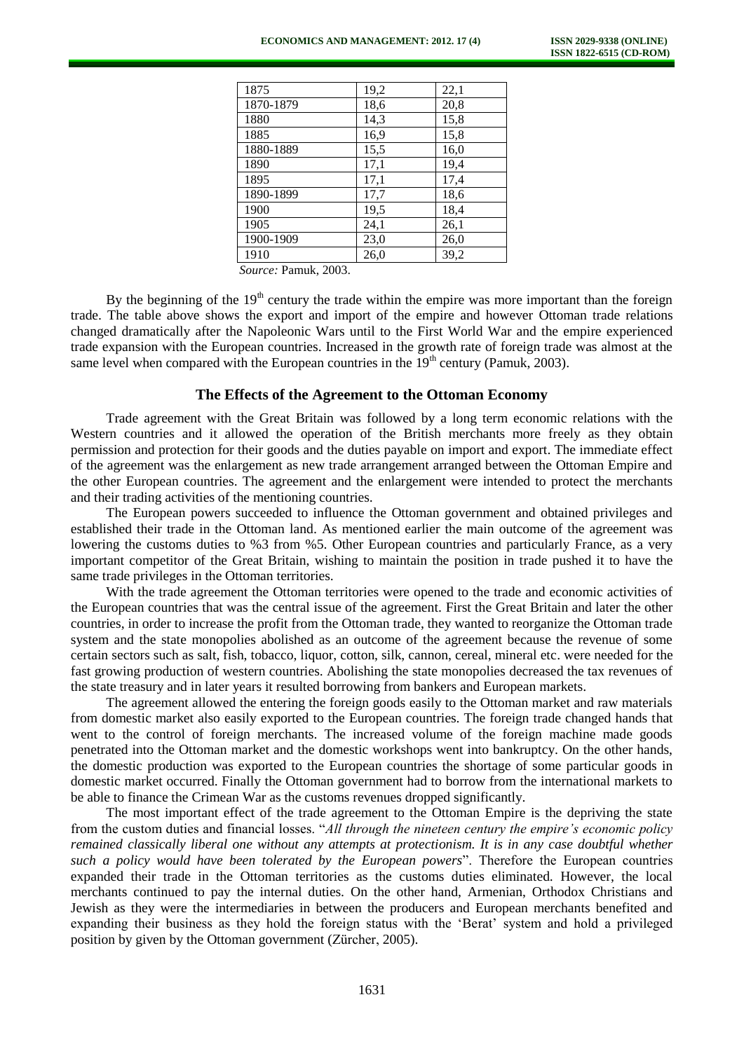| 1875 | 19,2 | 22,1 |
|---|---|---|
| 1870-1879 | 18,6 | 20,8 |
| 1880 | 14,3 | 15,8 |
| 1885 | 16,9 | 15,8 |
| 1880-1889 | 15,5 | 16,0 |
| 1890 | 17,1 | 19,4 |
| 1895 | 17,1 | 17,4 |
| 1890-1899 | 17,7 | 18,6 |
| 1900 | 19,5 | 18,4 |
| 1905 | 24,1 | 26,1 |
| 1900-1909 | 23,0 | 26,0 |
| 1910 | 26,0 | 39,2 |

*Source:* Pamuk, 2003.

By the beginning of the 19th century the trade within the empire was more important than the foreign trade. The table above shows the export and import of the empire and however Ottoman trade relations changed dramatically after the Napoleonic Wars until to the First World War and the empire experienced trade expansion with the European countries. Increased in the growth rate of foreign trade was almost at the same level when compared with the European countries in the 19th century (Pamuk, 2003).

## The Effects of the Agreement to the Ottoman Economy

Trade agreement with the Great Britain was followed by a long term economic relations with the Western countries and it allowed the operation of the British merchants more freely as they obtain permission and protection for their goods and the duties payable on import and export. The immediate effect of the agreement was the enlargement as new trade arrangement arranged between the Ottoman Empire and the other European countries. The agreement and the enlargement were intended to protect the merchants and their trading activities of the mentioning countries.

The European powers succeeded to influence the Ottoman government and obtained privileges and established their trade in the Ottoman land. As mentioned earlier the main outcome of the agreement was lowering the customs duties to %3 from %5. Other European countries and particularly France, as a very important competitor of the Great Britain, wishing to maintain the position in trade pushed it to have the same trade privileges in the Ottoman territories.

With the trade agreement the Ottoman territories were opened to the trade and economic activities of the European countries that was the central issue of the agreement. First the Great Britain and later the other countries, in order to increase the profit from the Ottoman trade, they wanted to reorganize the Ottoman trade system and the state monopolies abolished as an outcome of the agreement because the revenue of some certain sectors such as salt, fish, tobacco, liquor, cotton, silk, cannon, cereal, mineral etc. were needed for the fast growing production of western countries. Abolishing the state monopolies decreased the tax revenues of the state treasury and in later years it resulted borrowing from bankers and European markets.

The agreement allowed the entering the foreign goods easily to the Ottoman market and raw materials from domestic market also easily exported to the European countries. The foreign trade changed hands that went to the control of foreign merchants. The increased volume of the foreign machine made goods penetrated into the Ottoman market and the domestic workshops went into bankruptcy. On the other hands, the domestic production was exported to the European countries the shortage of some particular goods in domestic market occurred. Finally the Ottoman government had to borrow from the international markets to be able to finance the Crimean War as the customs revenues dropped significantly.

The most important effect of the trade agreement to the Ottoman Empire is the depriving the state from the custom duties and financial losses. "*All through the nineteen century the empire's economic policy remained classically liberal one without any attempts at protectionism. It is in any case doubtful whether such a policy would have been tolerated by the European powers*". Therefore the European countries expanded their trade in the Ottoman territories as the customs duties eliminated. However, the local merchants continued to pay the internal duties. On the other hand, Armenian, Orthodox Christians and Jewish as they were the intermediaries in between the producers and European merchants benefited and expanding their business as they hold the foreign status with the 'Berat' system and hold a privileged position by given by the Ottoman government (Zürcher, 2005).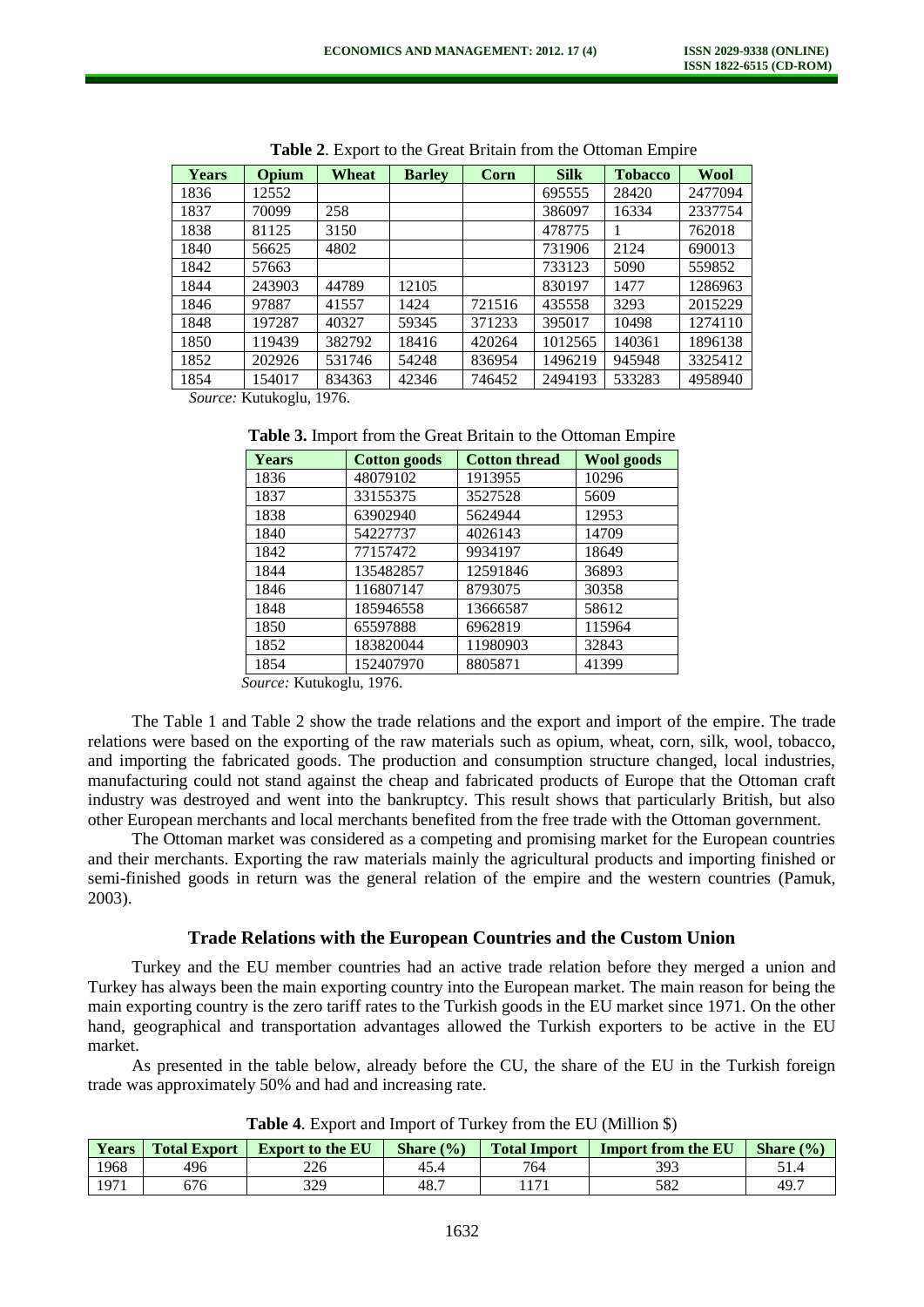**Table 2**. Export to the Great Britain from the Ottoman Empire

| Years | Opium | Wheat | Barley | Corn | Silk | Tobacco | Wool |
|---|---|---|---|---|---|---|---|
| 1836 | 12552 | | | | 695555 | 28420 | 2477094 |
| 1837 | 70099 | 258 | | | 386097 | 16334 | 2337754 |
| 1838 | 81125 | 3150 | | | 478775 | 1 | 762018 |
| 1840 | 56625 | 4802 | | | 731906 | 2124 | 690013 |
| 1842 | 57663 | | | | 733123 | 5090 | 559852 |
| 1844 | 243903 | 44789 | 12105 | | 830197 | 1477 | 1286963 |
| 1846 | 97887 | 41557 | 1424 | 721516 | 435558 | 3293 | 2015229 |
| 1848 | 197287 | 40327 | 59345 | 371233 | 395017 | 10498 | 1274110 |
| 1850 | 119439 | 382792 | 18416 | 420264 | 1012565 | 140361 | 1896138 |
| 1852 | 202926 | 531746 | 54248 | 836954 | 1496219 | 945948 | 3325412 |
| 1854 | 154017 | 834363 | 42346 | 746452 | 2494193 | 533283 | 4958940 |

*Source:* Kutukoglu, 1976.

**Table 3.** Import from the Great Britain to the Ottoman Empire

| Years | Cotton goods | Cotton thread | Wool goods |
|---|---|---|---|
| 1836 | 48079102 | 1913955 | 10296 |
| 1837 | 33155375 | 3527528 | 5609 |
| 1838 | 63902940 | 5624944 | 12953 |
| 1840 | 54227737 | 4026143 | 14709 |
| 1842 | 77157472 | 9934197 | 18649 |
| 1844 | 135482857 | 12591846 | 36893 |
| 1846 | 116807147 | 8793075 | 30358 |
| 1848 | 185946558 | 13666587 | 58612 |
| 1850 | 65597888 | 6962819 | 115964 |
| 1852 | 183820044 | 11980903 | 32843 |
| 1854 | 152407970 | 8805871 | 41399 |

*Source:* Kutukoglu, 1976.

The Table 1 and Table 2 show the trade relations and the export and import of the empire. The trade relations were based on the exporting of the raw materials such as opium, wheat, corn, silk, wool, tobacco, and importing the fabricated goods. The production and consumption structure changed, local industries, manufacturing could not stand against the cheap and fabricated products of Europe that the Ottoman craft industry was destroyed and went into the bankruptcy. This result shows that particularly British, but also other European merchants and local merchants benefited from the free trade with the Ottoman government.

The Ottoman market was considered as a competing and promising market for the European countries and their merchants. Exporting the raw materials mainly the agricultural products and importing finished or semi-finished goods in return was the general relation of the empire and the western countries (Pamuk, 2003).

## Trade Relations with the European Countries and the Custom Union

Turkey and the EU member countries had an active trade relation before they merged a union and Turkey has always been the main exporting country into the European market. The main reason for being the main exporting country is the zero tariff rates to the Turkish goods in the EU market since 1971. On the other hand, geographical and transportation advantages allowed the Turkish exporters to be active in the EU market.

As presented in the table below, already before the CU, the share of the EU in the Turkish foreign trade was approximately 50% and had and increasing rate.

**Table 4**. Export and Import of Turkey from the EU (Million $)

| Years | Total Export | Export to the EU | Share (%) | Total Import | Import from the EU | Share (%) |
|---|---|---|---|---|---|---|
| 1968 | 496 | 226 | 45.4 | 764 | 393 | 51.4 |
| 1971 | 676 | 329 | 48.7 | 1171 | 582 | 49.7 |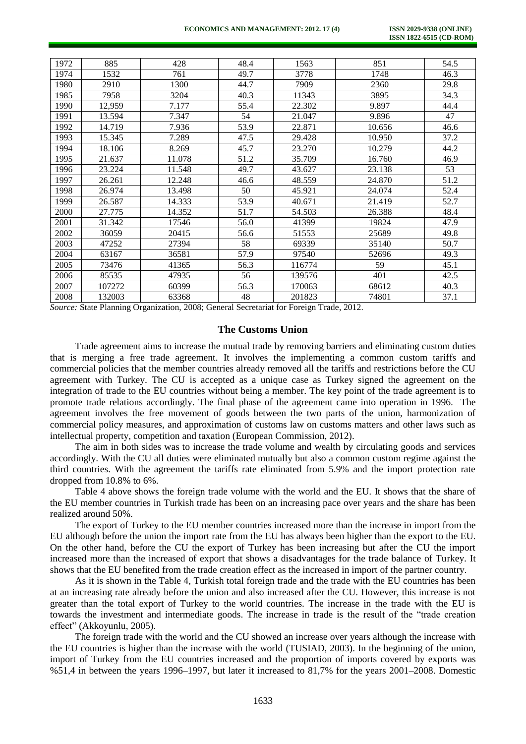| 1972 | 885 | 428 | 48.4 | 1563 | 851 | 54.5 |
|---|---|---|---|---|---|---|
| 1974 | 1532 | 761 | 49.7 | 3778 | 1748 | 46.3 |
| 1980 | 2910 | 1300 | 44.7 | 7909 | 2360 | 29.8 |
| 1985 | 7958 | 3204 | 40.3 | 11343 | 3895 | 34.3 |
| 1990 | 12,959 | 7.177 | 55.4 | 22.302 | 9.897 | 44.4 |
| 1991 | 13.594 | 7.347 | 54 | 21.047 | 9.896 | 47 |
| 1992 | 14.719 | 7.936 | 53.9 | 22.871 | 10.656 | 46.6 |
| 1993 | 15.345 | 7.289 | 47.5 | 29.428 | 10.950 | 37.2 |
| 1994 | 18.106 | 8.269 | 45.7 | 23.270 | 10.279 | 44.2 |
| 1995 | 21.637 | 11.078 | 51.2 | 35.709 | 16.760 | 46.9 |
| 1996 | 23.224 | 11.548 | 49.7 | 43.627 | 23.138 | 53 |
| 1997 | 26.261 | 12.248 | 46.6 | 48.559 | 24.870 | 51.2 |
| 1998 | 26.974 | 13.498 | 50 | 45.921 | 24.074 | 52.4 |
| 1999 | 26.587 | 14.333 | 53.9 | 40.671 | 21.419 | 52.7 |
| 2000 | 27.775 | 14.352 | 51.7 | 54.503 | 26.388 | 48.4 |
| 2001 | 31.342 | 17546 | 56.0 | 41399 | 19824 | 47.9 |
| 2002 | 36059 | 20415 | 56.6 | 51553 | 25689 | 49.8 |
| 2003 | 47252 | 27394 | 58 | 69339 | 35140 | 50.7 |
| 2004 | 63167 | 36581 | 57.9 | 97540 | 52696 | 49.3 |
| 2005 | 73476 | 41365 | 56.3 | 116774 | 59 | 45.1 |
| 2006 | 85535 | 47935 | 56 | 139576 | 401 | 42.5 |
| 2007 | 107272 | 60399 | 56.3 | 170063 | 68612 | 40.3 |
| 2008 | 132003 | 63368 | 48 | 201823 | 74801 | 37.1 |

*Source:* State Planning Organization, 2008; General Secretariat for Foreign Trade, 2012.

## The Customs Union

Trade agreement aims to increase the mutual trade by removing barriers and eliminating custom duties that is merging a free trade agreement. It involves the implementing a common custom tariffs and commercial policies that the member countries already removed all the tariffs and restrictions before the CU agreement with Turkey. The CU is accepted as a unique case as Turkey signed the agreement on the integration of trade to the EU countries without being a member. The key point of the trade agreement is to promote trade relations accordingly. The final phase of the agreement came into operation in 1996. The agreement involves the free movement of goods between the two parts of the union, harmonization of commercial policy measures, and approximation of customs law on customs matters and other laws such as intellectual property, competition and taxation (European Commission, 2012).

The aim in both sides was to increase the trade volume and wealth by circulating goods and services accordingly. With the CU all duties were eliminated mutually but also a common custom regime against the third countries. With the agreement the tariffs rate eliminated from 5.9% and the import protection rate dropped from 10.8% to 6%.

Table 4 above shows the foreign trade volume with the world and the EU. It shows that the share of the EU member countries in Turkish trade has been on an increasing pace over years and the share has been realized around 50%.

The export of Turkey to the EU member countries increased more than the increase in import from the EU although before the union the import rate from the EU has always been higher than the export to the EU. On the other hand, before the CU the export of Turkey has been increasing but after the CU the import increased more than the increased of export that shows a disadvantages for the trade balance of Turkey. It shows that the EU benefited from the trade creation effect as the increased in import of the partner country.

As it is shown in the Table 4, Turkish total foreign trade and the trade with the EU countries has been at an increasing rate already before the union and also increased after the CU. However, this increase is not greater than the total export of Turkey to the world countries. The increase in the trade with the EU is towards the investment and intermediate goods. The increase in trade is the result of the "trade creation effect" (Akkoyunlu, 2005).

The foreign trade with the world and the CU showed an increase over years although the increase with the EU countries is higher than the increase with the world (TUSIAD, 2003). In the beginning of the union, import of Turkey from the EU countries increased and the proportion of imports covered by exports was %51,4 in between the years 1996–1997, but later it increased to 81,7% for the years 2001–2008. Domestic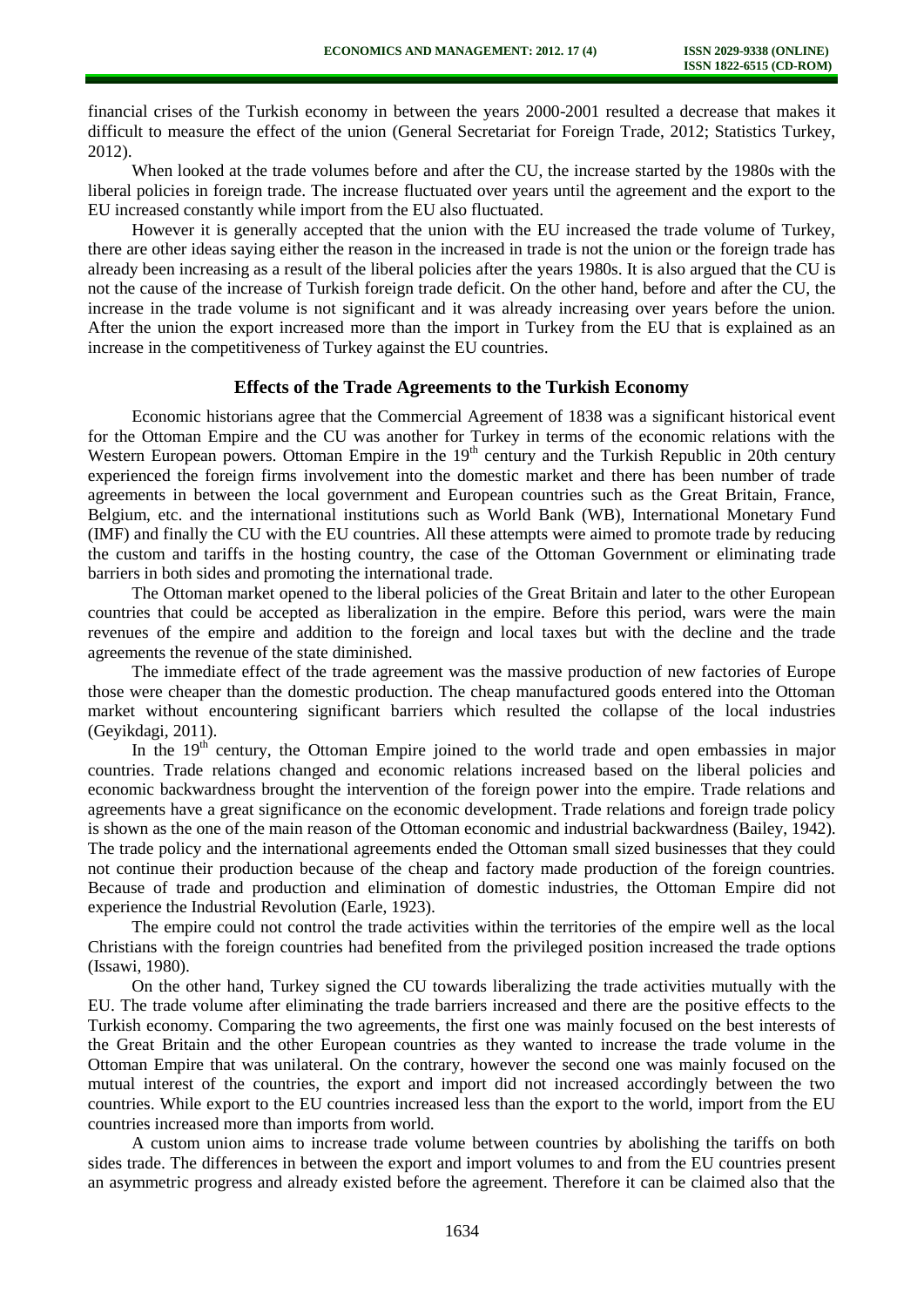financial crises of the Turkish economy in between the years 2000-2001 resulted a decrease that makes it difficult to measure the effect of the union (General Secretariat for Foreign Trade, 2012; Statistics Turkey, 2012).

When looked at the trade volumes before and after the CU, the increase started by the 1980s with the liberal policies in foreign trade. The increase fluctuated over years until the agreement and the export to the EU increased constantly while import from the EU also fluctuated.

However it is generally accepted that the union with the EU increased the trade volume of Turkey, there are other ideas saying either the reason in the increased in trade is not the union or the foreign trade has already been increasing as a result of the liberal policies after the years 1980s. It is also argued that the CU is not the cause of the increase of Turkish foreign trade deficit. On the other hand, before and after the CU, the increase in the trade volume is not significant and it was already increasing over years before the union. After the union the export increased more than the import in Turkey from the EU that is explained as an increase in the competitiveness of Turkey against the EU countries.

## Effects of the Trade Agreements to the Turkish Economy

Economic historians agree that the Commercial Agreement of 1838 was a significant historical event for the Ottoman Empire and the CU was another for Turkey in terms of the economic relations with the Western European powers. Ottoman Empire in the 19th century and the Turkish Republic in 20th century experienced the foreign firms involvement into the domestic market and there has been number of trade agreements in between the local government and European countries such as the Great Britain, France, Belgium, etc. and the international institutions such as World Bank (WB), International Monetary Fund (IMF) and finally the CU with the EU countries. All these attempts were aimed to promote trade by reducing the custom and tariffs in the hosting country, the case of the Ottoman Government or eliminating trade barriers in both sides and promoting the international trade.

The Ottoman market opened to the liberal policies of the Great Britain and later to the other European countries that could be accepted as liberalization in the empire. Before this period, wars were the main revenues of the empire and addition to the foreign and local taxes but with the decline and the trade agreements the revenue of the state diminished.

The immediate effect of the trade agreement was the massive production of new factories of Europe those were cheaper than the domestic production. The cheap manufactured goods entered into the Ottoman market without encountering significant barriers which resulted the collapse of the local industries (Geyikdagi, 2011).

In the 19th century, the Ottoman Empire joined to the world trade and open embassies in major countries. Trade relations changed and economic relations increased based on the liberal policies and economic backwardness brought the intervention of the foreign power into the empire. Trade relations and agreements have a great significance on the economic development. Trade relations and foreign trade policy is shown as the one of the main reason of the Ottoman economic and industrial backwardness (Bailey, 1942). The trade policy and the international agreements ended the Ottoman small sized businesses that they could not continue their production because of the cheap and factory made production of the foreign countries. Because of trade and production and elimination of domestic industries, the Ottoman Empire did not experience the Industrial Revolution (Earle, 1923).

The empire could not control the trade activities within the territories of the empire well as the local Christians with the foreign countries had benefited from the privileged position increased the trade options (Issawi, 1980).

On the other hand, Turkey signed the CU towards liberalizing the trade activities mutually with the EU. The trade volume after eliminating the trade barriers increased and there are the positive effects to the Turkish economy. Comparing the two agreements, the first one was mainly focused on the best interests of the Great Britain and the other European countries as they wanted to increase the trade volume in the Ottoman Empire that was unilateral. On the contrary, however the second one was mainly focused on the mutual interest of the countries, the export and import did not increased accordingly between the two countries. While export to the EU countries increased less than the export to the world, import from the EU countries increased more than imports from world.

A custom union aims to increase trade volume between countries by abolishing the tariffs on both sides trade. The differences in between the export and import volumes to and from the EU countries present an asymmetric progress and already existed before the agreement. Therefore it can be claimed also that the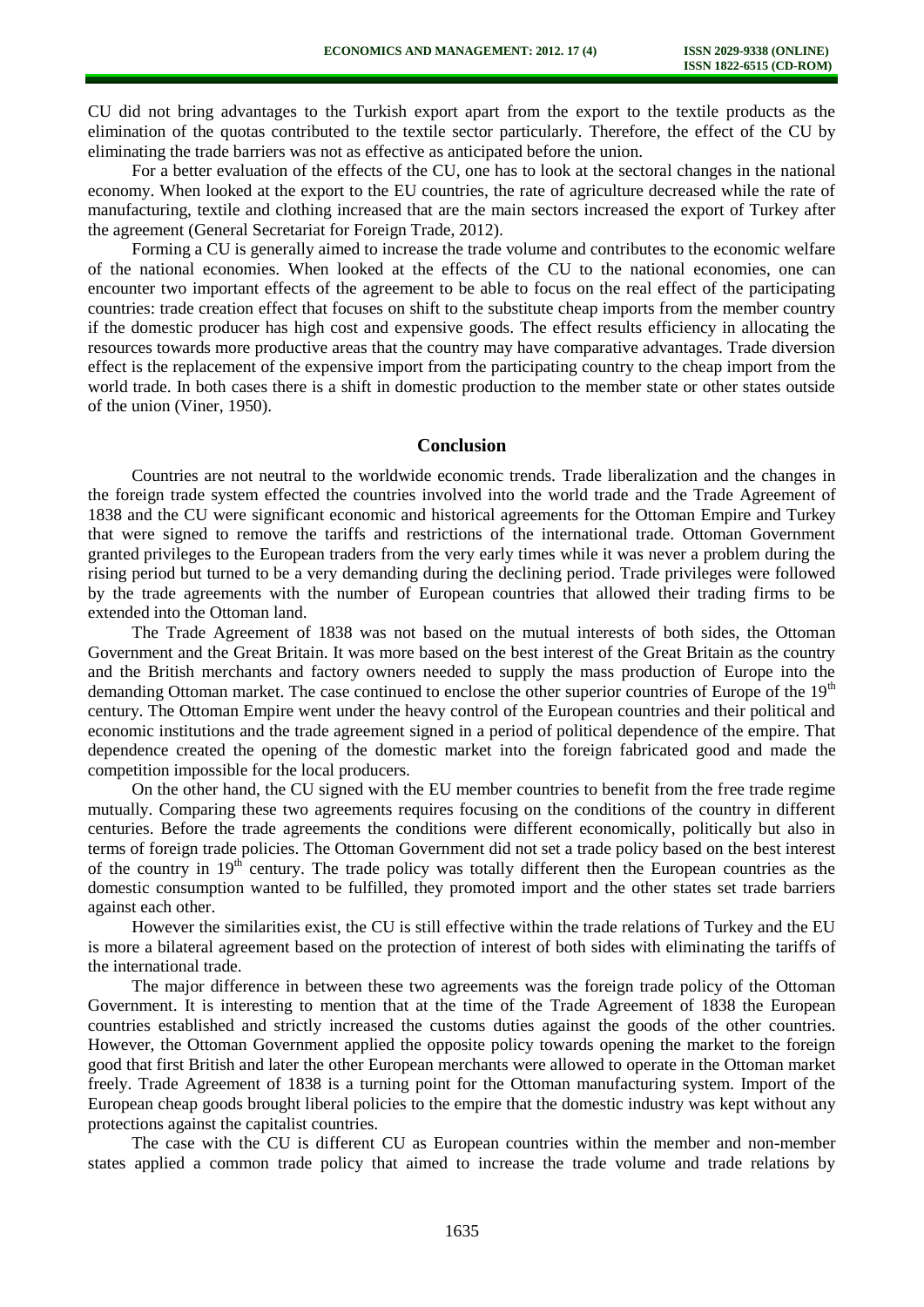CU did not bring advantages to the Turkish export apart from the export to the textile products as the elimination of the quotas contributed to the textile sector particularly. Therefore, the effect of the CU by eliminating the trade barriers was not as effective as anticipated before the union.

For a better evaluation of the effects of the CU, one has to look at the sectoral changes in the national economy. When looked at the export to the EU countries, the rate of agriculture decreased while the rate of manufacturing, textile and clothing increased that are the main sectors increased the export of Turkey after the agreement (General Secretariat for Foreign Trade, 2012).

Forming a CU is generally aimed to increase the trade volume and contributes to the economic welfare of the national economies. When looked at the effects of the CU to the national economies, one can encounter two important effects of the agreement to be able to focus on the real effect of the participating countries: trade creation effect that focuses on shift to the substitute cheap imports from the member country if the domestic producer has high cost and expensive goods. The effect results efficiency in allocating the resources towards more productive areas that the country may have comparative advantages. Trade diversion effect is the replacement of the expensive import from the participating country to the cheap import from the world trade. In both cases there is a shift in domestic production to the member state or other states outside of the union (Viner, 1950).

## Conclusion

Countries are not neutral to the worldwide economic trends. Trade liberalization and the changes in the foreign trade system effected the countries involved into the world trade and the Trade Agreement of 1838 and the CU were significant economic and historical agreements for the Ottoman Empire and Turkey that were signed to remove the tariffs and restrictions of the international trade. Ottoman Government granted privileges to the European traders from the very early times while it was never a problem during the rising period but turned to be a very demanding during the declining period. Trade privileges were followed by the trade agreements with the number of European countries that allowed their trading firms to be extended into the Ottoman land.

The Trade Agreement of 1838 was not based on the mutual interests of both sides, the Ottoman Government and the Great Britain. It was more based on the best interest of the Great Britain as the country and the British merchants and factory owners needed to supply the mass production of Europe into the demanding Ottoman market. The case continued to enclose the other superior countries of Europe of the 19th century. The Ottoman Empire went under the heavy control of the European countries and their political and economic institutions and the trade agreement signed in a period of political dependence of the empire. That dependence created the opening of the domestic market into the foreign fabricated good and made the competition impossible for the local producers.

On the other hand, the CU signed with the EU member countries to benefit from the free trade regime mutually. Comparing these two agreements requires focusing on the conditions of the country in different centuries. Before the trade agreements the conditions were different economically, politically but also in terms of foreign trade policies. The Ottoman Government did not set a trade policy based on the best interest of the country in 19th century. The trade policy was totally different then the European countries as the domestic consumption wanted to be fulfilled, they promoted import and the other states set trade barriers against each other.

However the similarities exist, the CU is still effective within the trade relations of Turkey and the EU is more a bilateral agreement based on the protection of interest of both sides with eliminating the tariffs of the international trade.

The major difference in between these two agreements was the foreign trade policy of the Ottoman Government. It is interesting to mention that at the time of the Trade Agreement of 1838 the European countries established and strictly increased the customs duties against the goods of the other countries. However, the Ottoman Government applied the opposite policy towards opening the market to the foreign good that first British and later the other European merchants were allowed to operate in the Ottoman market freely. Trade Agreement of 1838 is a turning point for the Ottoman manufacturing system. Import of the European cheap goods brought liberal policies to the empire that the domestic industry was kept without any protections against the capitalist countries.

The case with the CU is different CU as European countries within the member and non-member states applied a common trade policy that aimed to increase the trade volume and trade relations by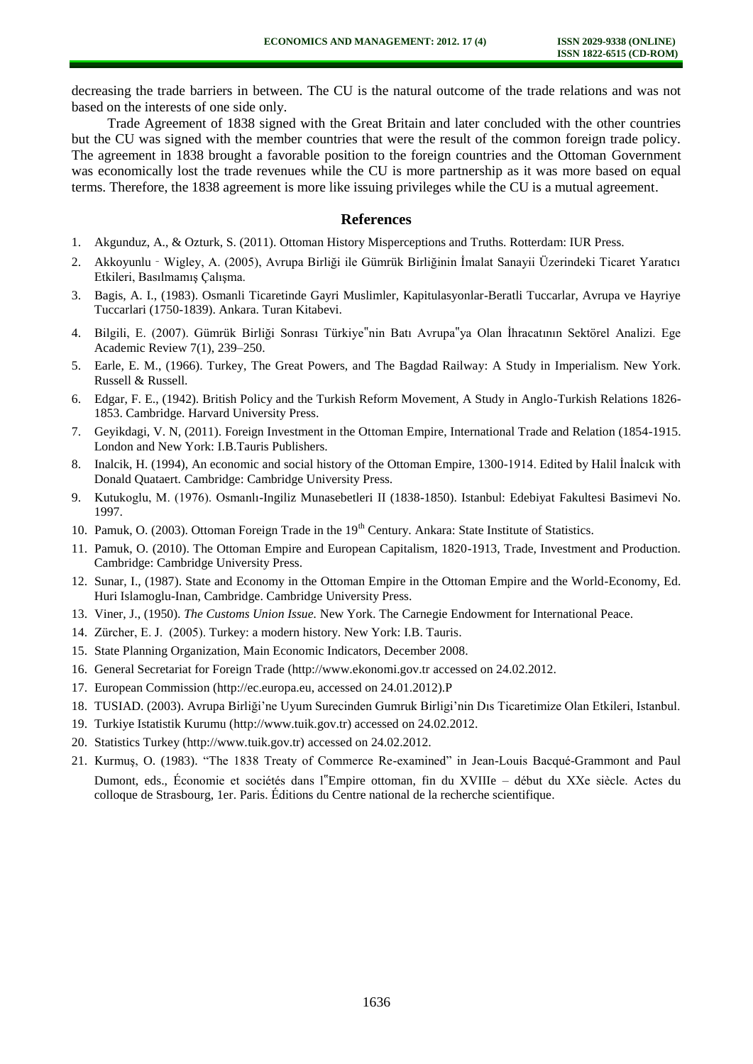decreasing the trade barriers in between. The CU is the natural outcome of the trade relations and was not based on the interests of one side only.

Trade Agreement of 1838 signed with the Great Britain and later concluded with the other countries but the CU was signed with the member countries that were the result of the common foreign trade policy. The agreement in 1838 brought a favorable position to the foreign countries and the Ottoman Government was economically lost the trade revenues while the CU is more partnership as it was more based on equal terms. Therefore, the 1838 agreement is more like issuing privileges while the CU is a mutual agreement.

## References

1. Akgunduz, A., & Ozturk, S. (2011). Ottoman History Misperceptions and Truths. Rotterdam: IUR Press.
2. Akkoyunlu ‐ Wigley, A. (2005), Avrupa Birliği ile Gümrük Birliğinin İmalat Sanayii Üzerindeki Ticaret Yaratıcı Etkileri, Basılmamış Çalışma.
3. Bagis, A. I., (1983). Osmanli Ticaretinde Gayri Muslimler, Kapitulasyonlar-Beratli Tuccarlar, Avrupa ve Hayriye Tuccarlari (1750-1839). Ankara. Turan Kitabevi.
4. Bilgili, E. (2007). Gümrük Birliği Sonrası Türkiye"nin Batı Avrupa"ya Olan İhracatının Sektörel Analizi. Ege Academic Review 7(1), 239–250.
5. Earle, E. M., (1966). Turkey, The Great Powers, and The Bagdad Railway: A Study in Imperialism. New York. Russell & Russell.
6. Edgar, F. E., (1942). British Policy and the Turkish Reform Movement, A Study in Anglo-Turkish Relations 1826-1853. Cambridge. Harvard University Press.
7. Geyikdagi, V. N, (2011). Foreign Investment in the Ottoman Empire, International Trade and Relation (1854-1915. London and New York: I.B.Tauris Publishers.
8. Inalcik, H. (1994), An economic and social history of the Ottoman Empire, 1300-1914. Edited by Halil İnalcık with Donald Quataert. Cambridge: Cambridge University Press.
9. Kutukoglu, M. (1976). Osmanlı-Ingiliz Munasebetleri II (1838-1850). Istanbul: Edebiyat Fakultesi Basimevi No. 1997.
10. Pamuk, O. (2003). Ottoman Foreign Trade in the 19th Century. Ankara: State Institute of Statistics.
11. Pamuk, O. (2010). The Ottoman Empire and European Capitalism, 1820-1913, Trade, Investment and Production. Cambridge: Cambridge University Press.
12. Sunar, I., (1987). State and Economy in the Ottoman Empire in the Ottoman Empire and the World-Economy, Ed. Huri Islamoglu-Inan, Cambridge. Cambridge University Press.
13. Viner, J., (1950). *The Customs Union Issue.* New York. The Carnegie Endowment for International Peace.
14. Zürcher, E. J. (2005). Turkey: a modern history. New York: I.B. Tauris.
15. State Planning Organization, Main Economic Indicators, December 2008.
16. General Secretariat for Foreign Trade (http://www.ekonomi.gov.tr accessed on 24.02.2012.
17. European Commission (http://ec.europa.eu, accessed on 24.01.2012).P
18. TUSIAD. (2003). Avrupa Birliği'ne Uyum Surecinden Gumruk Birligi'nin Dıs Ticaretimize Olan Etkileri, Istanbul.
19. Turkiye Istatistik Kurumu (http://www.tuik.gov.tr) accessed on 24.02.2012.
20. Statistics Turkey (http://www.tuik.gov.tr) accessed on 24.02.2012.
21. Kurmuş, O. (1983). "The 1838 Treaty of Commerce Re-examined" in Jean-Louis Bacqué-Grammont and Paul Dumont, eds., Économie et sociétés dans l"Empire ottoman, fin du XVIIIe – début du XXe siècle. Actes du colloque de Strasbourg, 1er. Paris. Éditions du Centre national de la recherche scientifique.